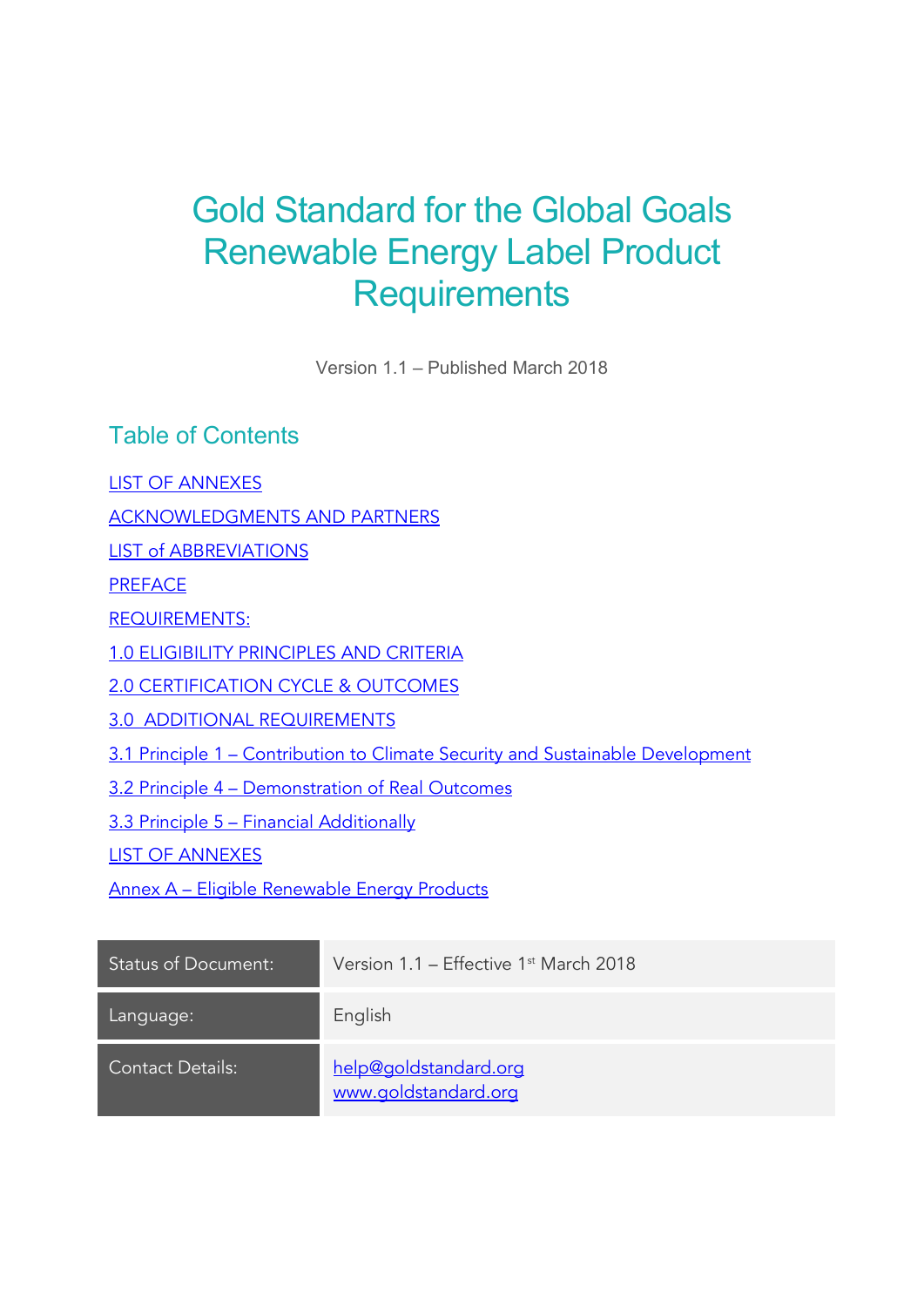# Gold Standard for the Global Goals Renewable Energy Label Product Requirements

Version 1.1 – Published March 2018

## Table of Contents

LIST OF ANNEXES

ACKNOWLEDGMENTS AND PARTNERS

LIST of ABBREVIATIONS

PREFACE

REQUIREMENTS:

1.0 ELIGIBILITY PRINCIPLES AND CRITERIA

2.0 CERTIFICATION CYCLE & OUTCOMES

3.0 ADDITIONAL REQUIREMENTS

3.1 Principle 1 – Contribution to Climate Security and Sustainable Development

3.2 Principle 4 – Demonstration of Real Outcomes

3.3 Principle 5 – Financial Additionally

LIST OF ANNEXES

Annex A – Eligible Renewable Energy Products

| Status of Document: | Version 1.1 – Effective 1st March 2018 |
|---|---|
| Language: | English |
| Contact Details: | help@goldstandard.org www.goldstandard.org |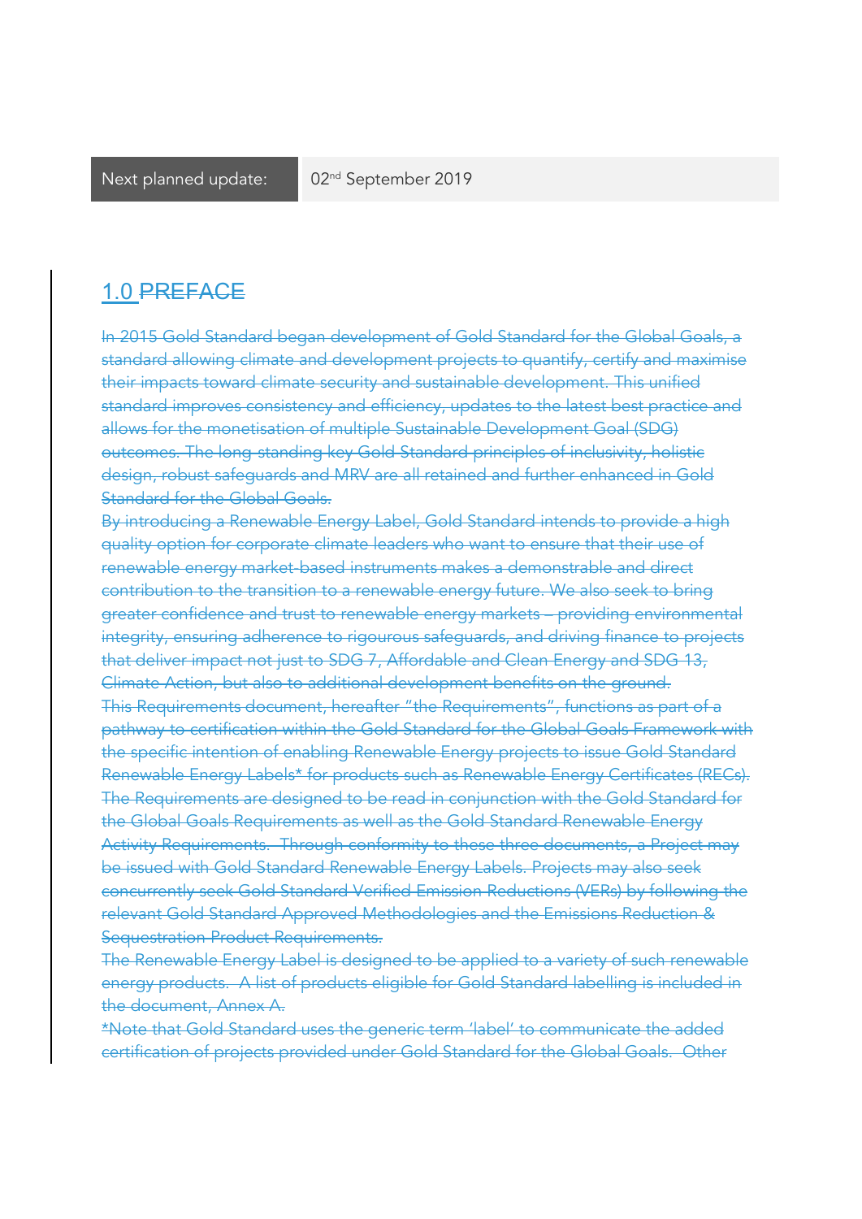| Next planned update: | 02nd September 2019 |
|---|---|

# 1.0 ~~PREFACE~~

~~In 2015 Gold Standard began development of Gold Standard for the Global Goals, a standard allowing climate and development projects to quantify, certify and maximise their impacts toward climate security and sustainable development. This unified standard improves consistency and efficiency, updates to the latest best practice and allows for the monetisation of multiple Sustainable Development Goal (SDG) outcomes. The long-standing key Gold Standard principles of inclusivity, holistic design, robust safeguards and MRV are all retained and further enhanced in Gold Standard for the Global Goals.~~

~~By introducing a Renewable Energy Label, Gold Standard intends to provide a high quality option for corporate climate leaders who want to ensure that their use of renewable energy market-based instruments makes a demonstrable and direct contribution to the transition to a renewable energy future. We also seek to bring greater confidence and trust to renewable energy markets – providing environmental integrity, ensuring adherence to rigourous safeguards, and driving finance to projects that deliver impact not just to SDG 7, Affordable and Clean Energy and SDG 13, Climate Action, but also to additional development benefits on the ground.~~

~~This Requirements document, hereafter "the Requirements", functions as part of a pathway to certification within the Gold Standard for the Global Goals Framework with the specific intention of enabling Renewable Energy projects to issue Gold Standard Renewable Energy Labels* for products such as Renewable Energy Certificates (RECs). The Requirements are designed to be read in conjunction with the Gold Standard for the Global Goals Requirements as well as the Gold Standard Renewable Energy Activity Requirements. Through conformity to these three documents, a Project may be issued with Gold Standard Renewable Energy Labels. Projects may also seek concurrently seek Gold Standard Verified Emission Reductions (VERs) by following the relevant Gold Standard Approved Methodologies and the Emissions Reduction & Sequestration Product Requirements.~~

~~The Renewable Energy Label is designed to be applied to a variety of such renewable energy products. A list of products eligible for Gold Standard labelling is included in the document, Annex A.~~

~~*Note that Gold Standard uses the generic term 'label' to communicate the added certification of projects provided under Gold Standard for the Global Goals. Other~~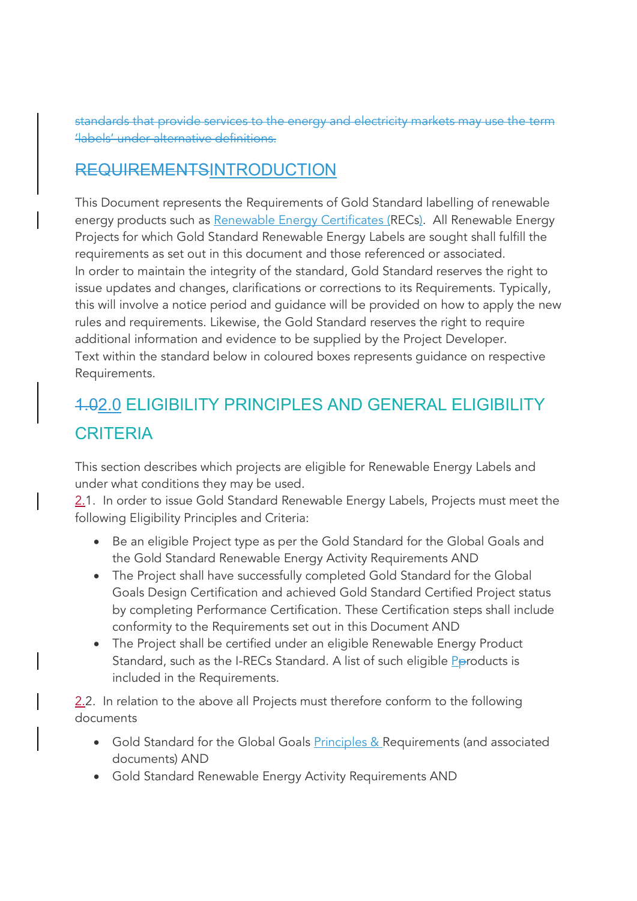~~standards that provide services to the energy and electricity markets may use the term 'labels' under alternative definitions.~~

## ~~REQUIREMENTS~~INTRODUCTION

This Document represents the Requirements of Gold Standard labelling of renewable energy products such as Renewable Energy Certificates (RECs). All Renewable Energy Projects for which Gold Standard Renewable Energy Labels are sought shall fulfill the requirements as set out in this document and those referenced or associated.
In order to maintain the integrity of the standard, Gold Standard reserves the right to issue updates and changes, clarifications or corrections to its Requirements. Typically, this will involve a notice period and guidance will be provided on how to apply the new rules and requirements. Likewise, the Gold Standard reserves the right to require additional information and evidence to be supplied by the Project Developer.
Text within the standard below in coloured boxes represents guidance on respective Requirements.

## ~~1.0~~2.0 ELIGIBILITY PRINCIPLES AND GENERAL ELIGIBILITY CRITERIA

This section describes which projects are eligible for Renewable Energy Labels and under what conditions they may be used.
2.1. In order to issue Gold Standard Renewable Energy Labels, Projects must meet the following Eligibility Principles and Criteria:

- Be an eligible Project type as per the Gold Standard for the Global Goals and the Gold Standard Renewable Energy Activity Requirements AND
- The Project shall have successfully completed Gold Standard for the Global Goals Design Certification and achieved Gold Standard Certified Project status by completing Performance Certification. These Certification steps shall include conformity to the Requirements set out in this Document AND
- The Project shall be certified under an eligible Renewable Energy Product Standard, such as the I-RECs Standard. A list of such eligible P~~p~~roducts is included in the Requirements.

2.2. In relation to the above all Projects must therefore conform to the following documents

- Gold Standard for the Global Goals Principles & Requirements (and associated documents) AND
- Gold Standard Renewable Energy Activity Requirements AND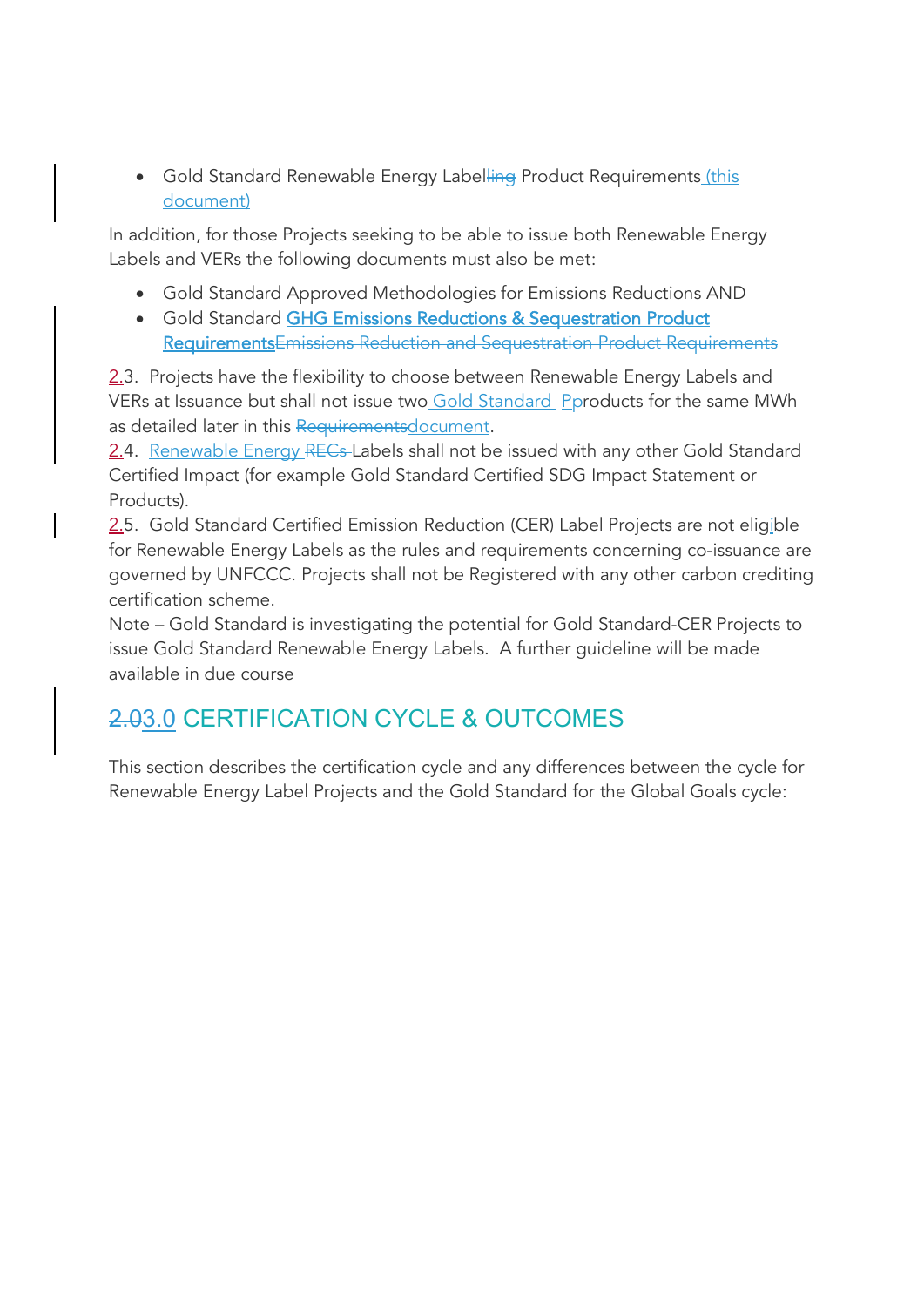- Gold Standard Renewable Energy Labelling Product Requirements (this document)

In addition, for those Projects seeking to be able to issue both Renewable Energy Labels and VERs the following documents must also be met:

- Gold Standard Approved Methodologies for Emissions Reductions AND
- Gold Standard GHG Emissions Reductions & Sequestration Product RequirementsEmissions Reduction and Sequestration Product Requirements

2.3. Projects have the flexibility to choose between Renewable Energy Labels and VERs at Issuance but shall not issue two Gold Standard -Pproducts for the same MWh as detailed later in this Requirementsdocument.

2.4. Renewable Energy RECs Labels shall not be issued with any other Gold Standard Certified Impact (for example Gold Standard Certified SDG Impact Statement or Products).

2.5. Gold Standard Certified Emission Reduction (CER) Label Projects are not eligible for Renewable Energy Labels as the rules and requirements concerning co-issuance are governed by UNFCCC. Projects shall not be Registered with any other carbon crediting certification scheme.

Note – Gold Standard is investigating the potential for Gold Standard-CER Projects to issue Gold Standard Renewable Energy Labels. A further guideline will be made available in due course

## 2.03.0 CERTIFICATION CYCLE & OUTCOMES

This section describes the certification cycle and any differences between the cycle for Renewable Energy Label Projects and the Gold Standard for the Global Goals cycle: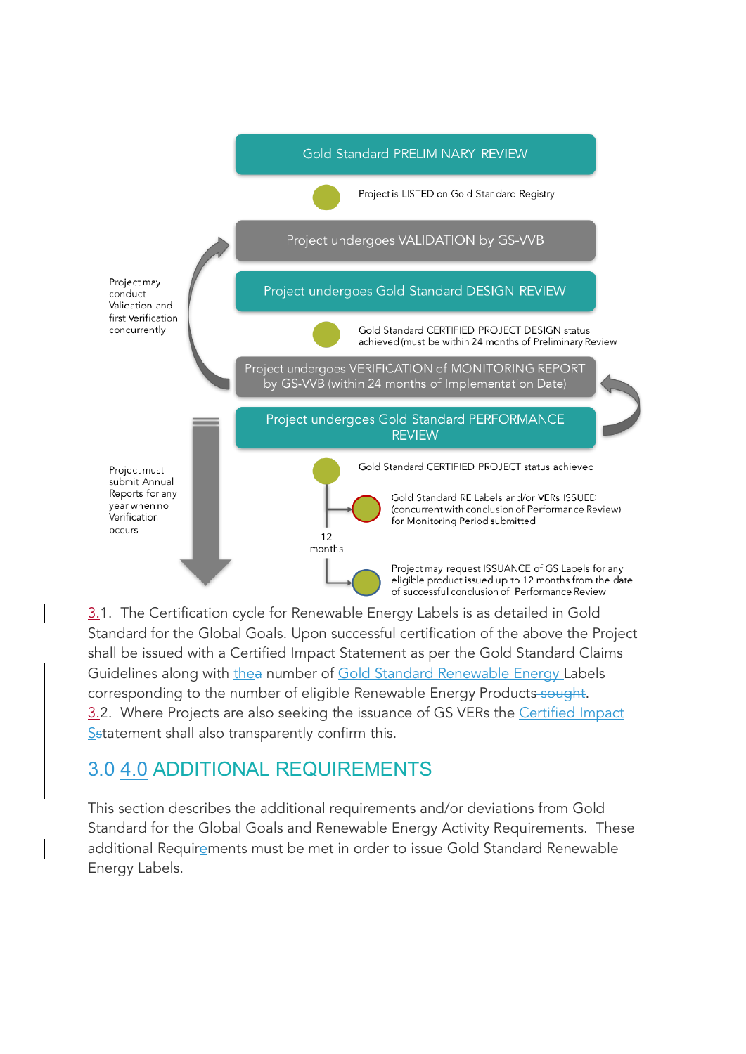Gold Standard PRELIMINARY REVIEW

Project is LISTED on Gold Standard Registry

Project undergoes VALIDATION by GS-VVB

Project undergoes Gold Standard DESIGN REVIEW

Gold Standard CERTIFIED PROJECT DESIGN status achieved (must be within 24 months of Preliminary Review

Project may conduct Validation and first Verification concurrently

Project undergoes VERIFICATION of MONITORING REPORT by GS-VVB (within 24 months of Implementation Date)

Project undergoes Gold Standard PERFORMANCE REVIEW

Gold Standard CERTIFIED PROJECT status achieved

Project must submit Annual Reports for any year when no Verification occurs

Gold Standard RE Labels and/or VERs ISSUED (concurrent with conclusion of Performance Review) for Monitoring Period submitted

12 months

Project may request ISSUANCE of GS Labels for any eligible product issued up to 12 months from the date of successful conclusion of Performance Review

3.1. The Certification cycle for Renewable Energy Labels is as detailed in Gold Standard for the Global Goals. Upon successful certification of the above the Project shall be issued with a Certified Impact Statement as per the Gold Standard Claims Guidelines along with the number of Gold Standard Renewable Energy Labels corresponding to the number of eligible Renewable Energy Products.

3.2. Where Projects are also seeking the issuance of GS VERs the Certified Impact Statement shall also transparently confirm this.

## 4.0 ADDITIONAL REQUIREMENTS

This section describes the additional requirements and/or deviations from Gold Standard for the Global Goals and Renewable Energy Activity Requirements. These additional Requirements must be met in order to issue Gold Standard Renewable Energy Labels.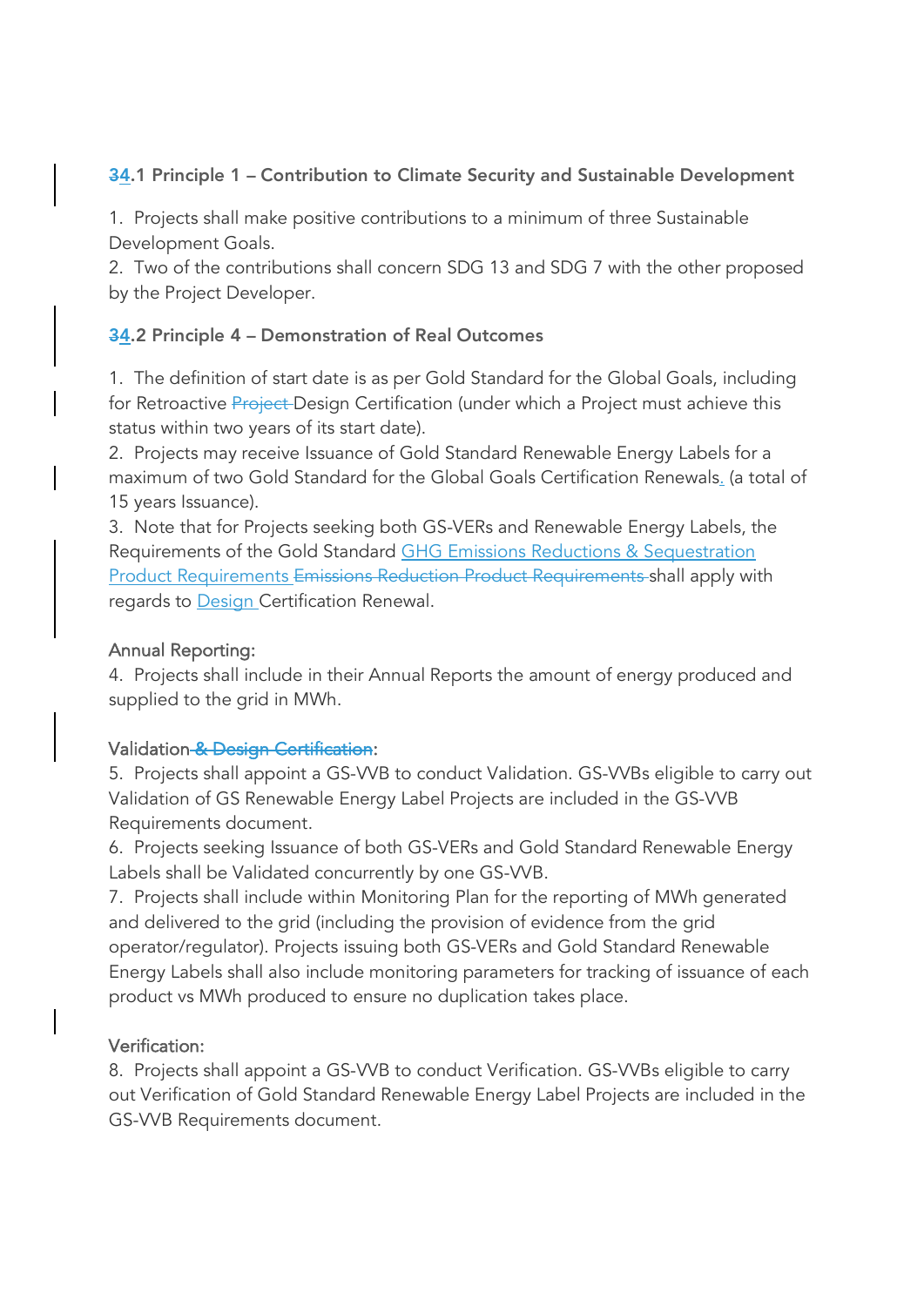### 34.1 Principle 1 – Contribution to Climate Security and Sustainable Development

1. Projects shall make positive contributions to a minimum of three Sustainable Development Goals.
2. Two of the contributions shall concern SDG 13 and SDG 7 with the other proposed by the Project Developer.

### 34.2 Principle 4 – Demonstration of Real Outcomes

1. The definition of start date is as per Gold Standard for the Global Goals, including for Retroactive Project Design Certification (under which a Project must achieve this status within two years of its start date).
2. Projects may receive Issuance of Gold Standard Renewable Energy Labels for a maximum of two Gold Standard for the Global Goals Certification Renewals. (a total of 15 years Issuance).
3. Note that for Projects seeking both GS-VERs and Renewable Energy Labels, the Requirements of the Gold Standard GHG Emissions Reductions & Sequestration Product Requirements Emissions Reduction Product Requirements shall apply with regards to Design Certification Renewal.

Annual Reporting:

4. Projects shall include in their Annual Reports the amount of energy produced and supplied to the grid in MWh.

Validation & Design Certification:

5. Projects shall appoint a GS-VVB to conduct Validation. GS-VVBs eligible to carry out Validation of GS Renewable Energy Label Projects are included in the GS-VVB Requirements document.
6. Projects seeking Issuance of both GS-VERs and Gold Standard Renewable Energy Labels shall be Validated concurrently by one GS-VVB.
7. Projects shall include within Monitoring Plan for the reporting of MWh generated and delivered to the grid (including the provision of evidence from the grid operator/regulator). Projects issuing both GS-VERs and Gold Standard Renewable Energy Labels shall also include monitoring parameters for tracking of issuance of each product vs MWh produced to ensure no duplication takes place.

Verification:

8. Projects shall appoint a GS-VVB to conduct Verification. GS-VVBs eligible to carry out Verification of Gold Standard Renewable Energy Label Projects are included in the GS-VVB Requirements document.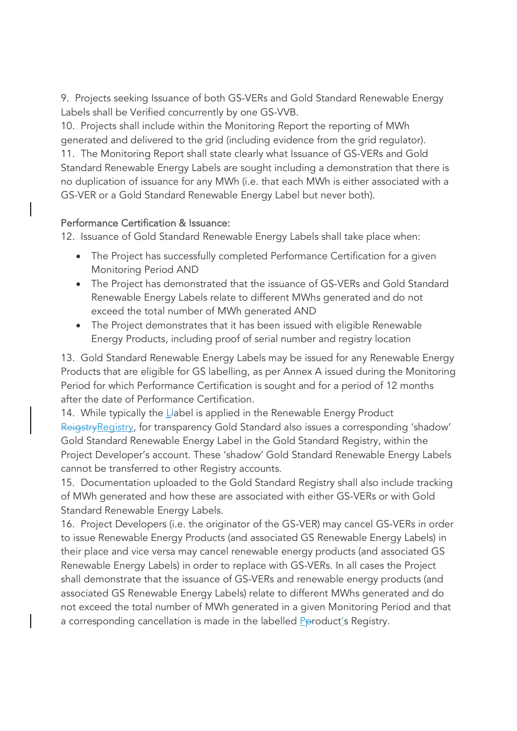9. Projects seeking Issuance of both GS-VERs and Gold Standard Renewable Energy Labels shall be Verified concurrently by one GS-VVB.
10. Projects shall include within the Monitoring Report the reporting of MWh generated and delivered to the grid (including evidence from the grid regulator).
11. The Monitoring Report shall state clearly what Issuance of GS-VERs and Gold Standard Renewable Energy Labels are sought including a demonstration that there is no duplication of issuance for any MWh (i.e. that each MWh is either associated with a GS-VER or a Gold Standard Renewable Energy Label but never both).

Performance Certification & Issuance:

12. Issuance of Gold Standard Renewable Energy Labels shall take place when:

- The Project has successfully completed Performance Certification for a given Monitoring Period AND
- The Project has demonstrated that the issuance of GS-VERs and Gold Standard Renewable Energy Labels relate to different MWhs generated and do not exceed the total number of MWh generated AND
- The Project demonstrates that it has been issued with eligible Renewable Energy Products, including proof of serial number and registry location

13. Gold Standard Renewable Energy Labels may be issued for any Renewable Energy Products that are eligible for GS labelling, as per Annex A issued during the Monitoring Period for which Performance Certification is sought and for a period of 12 months after the date of Performance Certification.
14. While typically the Label is applied in the Renewable Energy Product Registry, for transparency Gold Standard also issues a corresponding 'shadow' Gold Standard Renewable Energy Label in the Gold Standard Registry, within the Project Developer's account. These 'shadow' Gold Standard Renewable Energy Labels cannot be transferred to other Registry accounts.
15. Documentation uploaded to the Gold Standard Registry shall also include tracking of MWh generated and how these are associated with either GS-VERs or with Gold Standard Renewable Energy Labels.
16. Project Developers (i.e. the originator of the GS-VER) may cancel GS-VERs in order to issue Renewable Energy Products (and associated GS Renewable Energy Labels) in their place and vice versa may cancel renewable energy products (and associated GS Renewable Energy Labels) in order to replace with GS-VERs. In all cases the Project shall demonstrate that the issuance of GS-VERs and renewable energy products (and associated GS Renewable Energy Labels) relate to different MWhs generated and do not exceed the total number of MWh generated in a given Monitoring Period and that a corresponding cancellation is made in the labelled Product's Registry.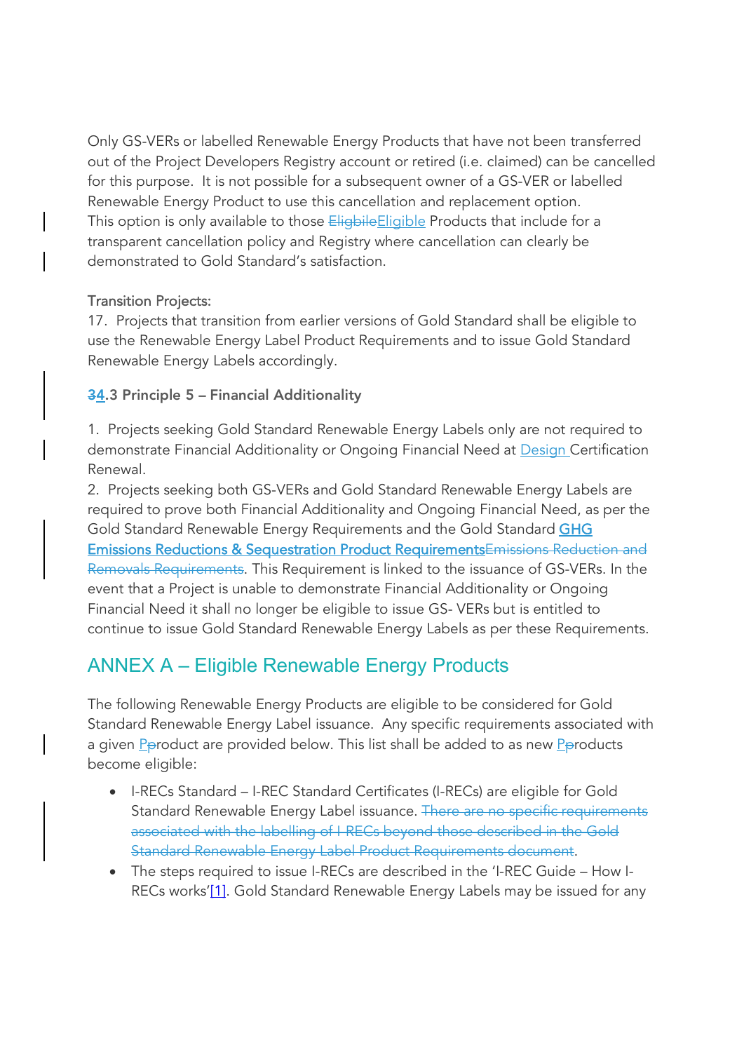Only GS-VERs or labelled Renewable Energy Products that have not been transferred out of the Project Developers Registry account or retired (i.e. claimed) can be cancelled for this purpose. It is not possible for a subsequent owner of a GS-VER or labelled Renewable Energy Product to use this cancellation and replacement option. This option is only available to those ~~Eligbile~~Eligible Products that include for a transparent cancellation policy and Registry where cancellation can clearly be demonstrated to Gold Standard's satisfaction.

Transition Projects:

17. Projects that transition from earlier versions of Gold Standard shall be eligible to use the Renewable Energy Label Product Requirements and to issue Gold Standard Renewable Energy Labels accordingly.

### ~~3~~4.3 Principle 5 – Financial Additionality

1. Projects seeking Gold Standard Renewable Energy Labels only are not required to demonstrate Financial Additionality or Ongoing Financial Need at Design Certification Renewal.
2. Projects seeking both GS-VERs and Gold Standard Renewable Energy Labels are required to prove both Financial Additionality and Ongoing Financial Need, as per the Gold Standard Renewable Energy Requirements and the Gold Standard GHG Emissions Reductions & Sequestration Product Requirements~~Emissions Reduction and Removals Requirements~~. This Requirement is linked to the issuance of GS-VERs. In the event that a Project is unable to demonstrate Financial Additionality or Ongoing Financial Need it shall no longer be eligible to issue GS- VERs but is entitled to continue to issue Gold Standard Renewable Energy Labels as per these Requirements.

## ANNEX A – Eligible Renewable Energy Products

The following Renewable Energy Products are eligible to be considered for Gold Standard Renewable Energy Label issuance. Any specific requirements associated with a given P~~p~~roduct are provided below. This list shall be added to as new P~~p~~roducts become eligible:

- I-RECs Standard – I-REC Standard Certificates (I-RECs) are eligible for Gold Standard Renewable Energy Label issuance. ~~There are no specific requirements associated with the labelling of I-RECs beyond those described in the Gold Standard Renewable Energy Label Product Requirements document~~.
- The steps required to issue I-RECs are described in the 'I-REC Guide – How I-RECs works'[1]. Gold Standard Renewable Energy Labels may be issued for any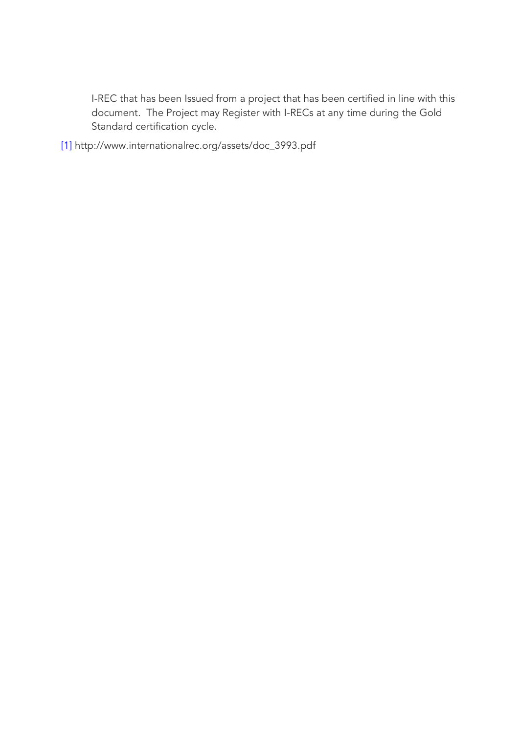I-REC that has been Issued from a project that has been certified in line with this document. The Project may Register with I-RECs at any time during the Gold Standard certification cycle.

[1] http://www.internationalrec.org/assets/doc_3993.pdf